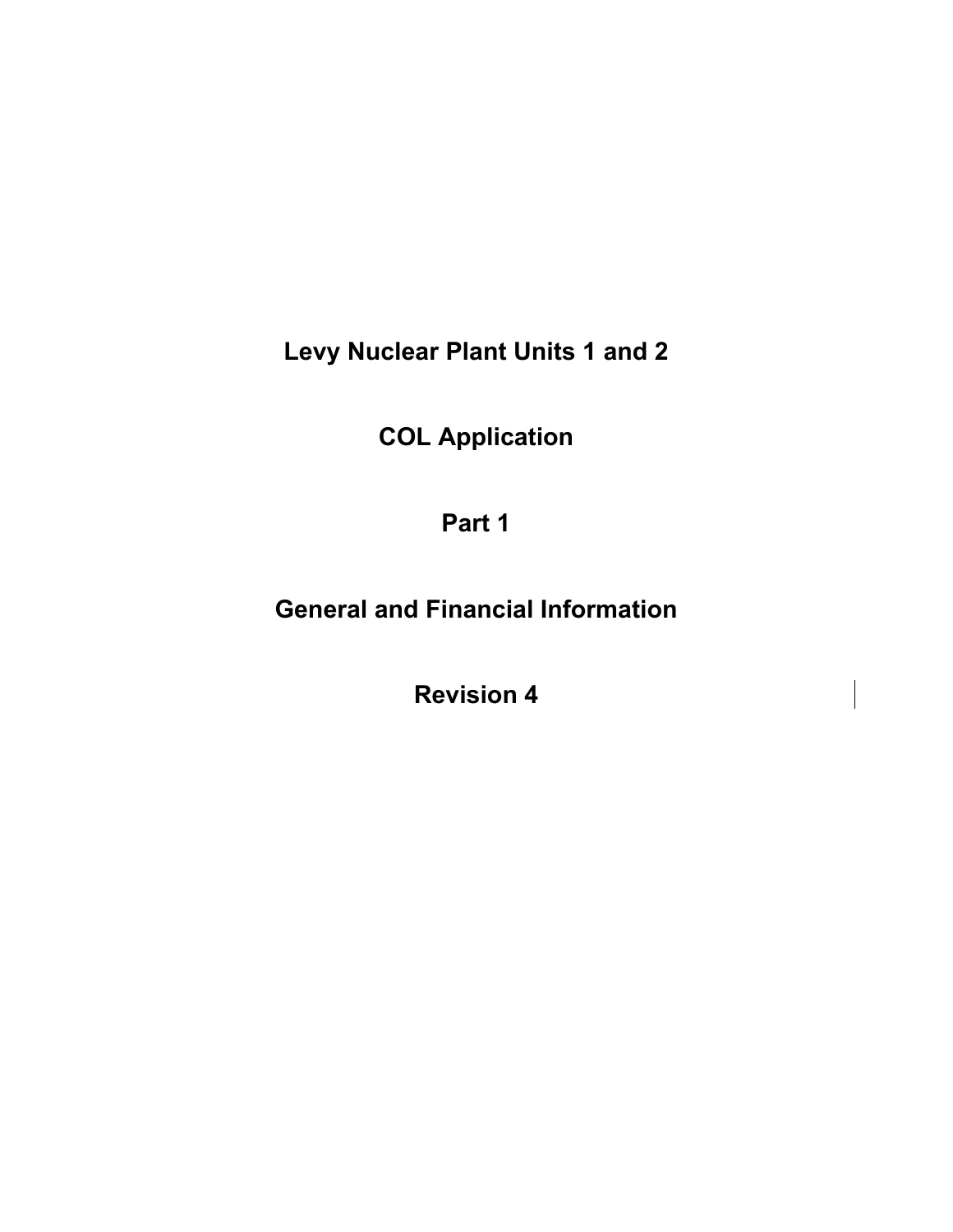# Levy Nuclear Plant Units 1 and 2

# COL Application

# Part 1

# General and Financial Information

# Revision 4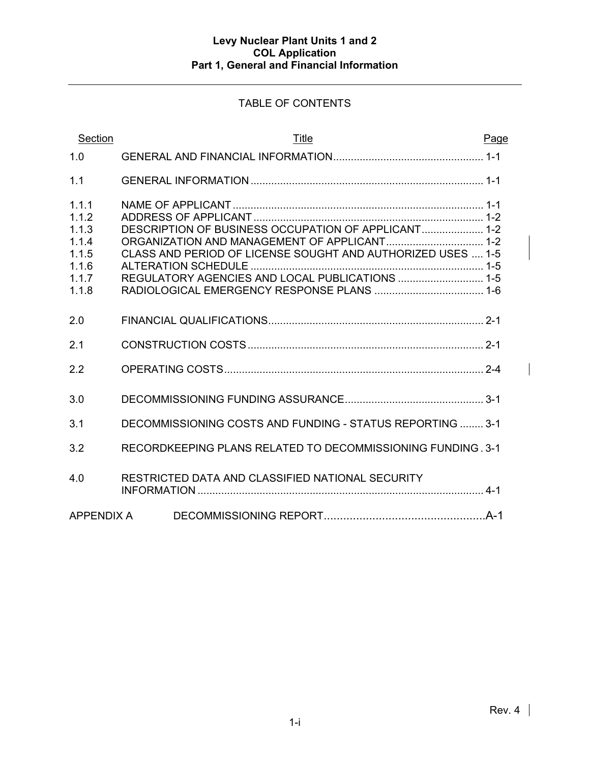TABLE OF CONTENTS

| Section | Title | Page |
|---|---|---|
| 1.0 | GENERAL AND FINANCIAL INFORMATION | 1-1 |
| 1.1 | GENERAL INFORMATION | 1-1 |
| 1.1.1 | NAME OF APPLICANT | 1-1 |
| 1.1.2 | ADDRESS OF APPLICANT | 1-2 |
| 1.1.3 | DESCRIPTION OF BUSINESS OCCUPATION OF APPLICANT | 1-2 |
| 1.1.4 | ORGANIZATION AND MANAGEMENT OF APPLICANT | 1-2 |
| 1.1.5 | CLASS AND PERIOD OF LICENSE SOUGHT AND AUTHORIZED USES | 1-5 |
| 1.1.6 | ALTERATION SCHEDULE | 1-5 |
| 1.1.7 | REGULATORY AGENCIES AND LOCAL PUBLICATIONS | 1-5 |
| 1.1.8 | RADIOLOGICAL EMERGENCY RESPONSE PLANS | 1-6 |
| 2.0 | FINANCIAL QUALIFICATIONS | 2-1 |
| 2.1 | CONSTRUCTION COSTS | 2-1 |
| 2.2 | OPERATING COSTS | 2-4 |
| 3.0 | DECOMMISSIONING FUNDING ASSURANCE | 3-1 |
| 3.1 | DECOMMISSIONING COSTS AND FUNDING - STATUS REPORTING | 3-1 |
| 3.2 | RECORDKEEPING PLANS RELATED TO DECOMMISSIONING FUNDING | 3-1 |
| 4.0 | RESTRICTED DATA AND CLASSIFIED NATIONAL SECURITY INFORMATION | 4-1 |
| APPENDIX A | DECOMMISSIONING REPORT | A-1 |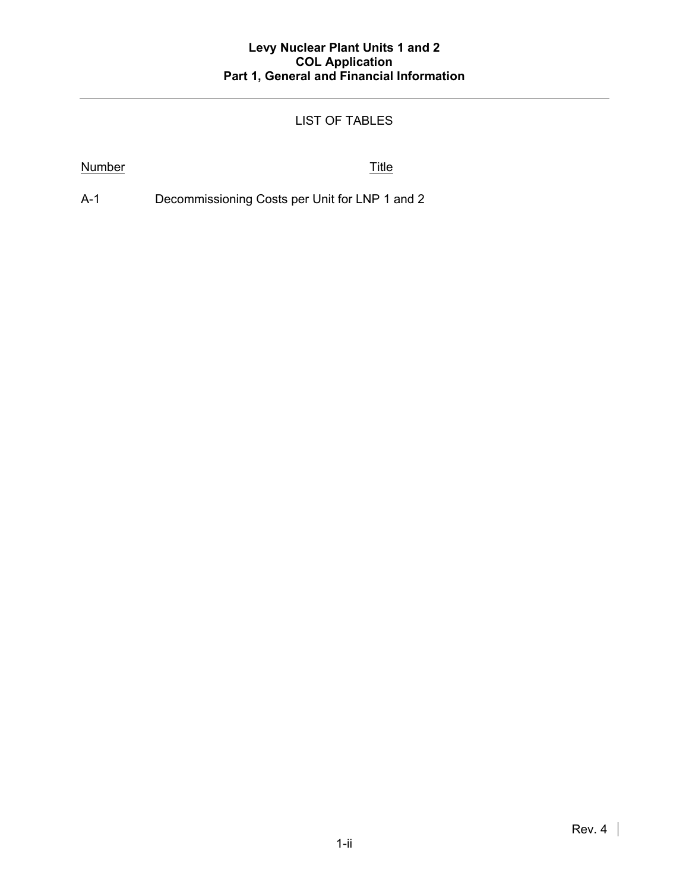## LIST OF TABLES

| Number | Title |
|---|---|
| A-1 | Decommissioning Costs per Unit for LNP 1 and 2 |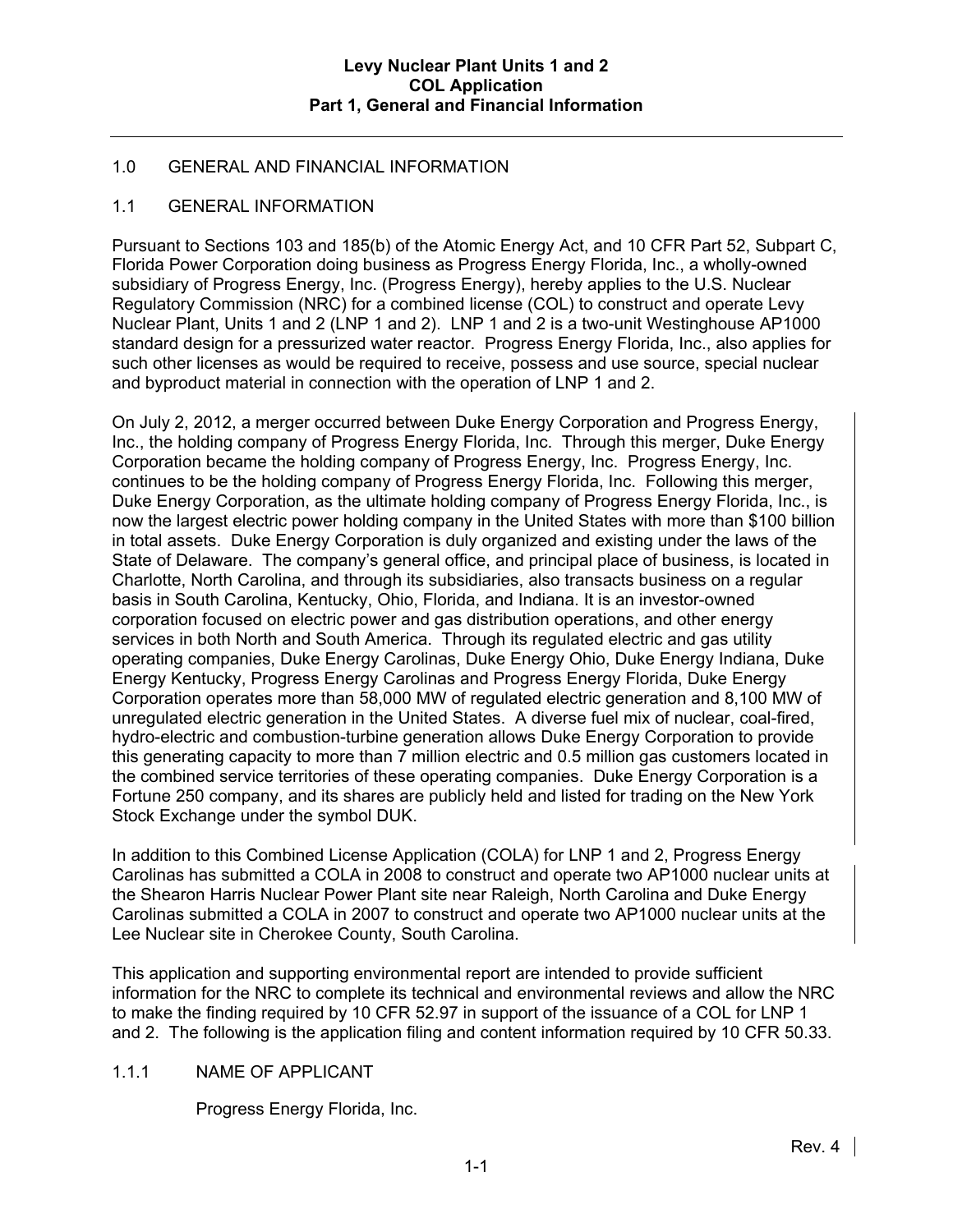## 1.0 GENERAL AND FINANCIAL INFORMATION

### 1.1 GENERAL INFORMATION

Pursuant to Sections 103 and 185(b) of the Atomic Energy Act, and 10 CFR Part 52, Subpart C, Florida Power Corporation doing business as Progress Energy Florida, Inc., a wholly-owned subsidiary of Progress Energy, Inc. (Progress Energy), hereby applies to the U.S. Nuclear Regulatory Commission (NRC) for a combined license (COL) to construct and operate Levy Nuclear Plant, Units 1 and 2 (LNP 1 and 2). LNP 1 and 2 is a two-unit Westinghouse AP1000 standard design for a pressurized water reactor. Progress Energy Florida, Inc., also applies for such other licenses as would be required to receive, possess and use source, special nuclear and byproduct material in connection with the operation of LNP 1 and 2.

On July 2, 2012, a merger occurred between Duke Energy Corporation and Progress Energy, Inc., the holding company of Progress Energy Florida, Inc. Through this merger, Duke Energy Corporation became the holding company of Progress Energy, Inc. Progress Energy, Inc. continues to be the holding company of Progress Energy Florida, Inc. Following this merger, Duke Energy Corporation, as the ultimate holding company of Progress Energy Florida, Inc., is now the largest electric power holding company in the United States with more than $100 billion in total assets. Duke Energy Corporation is duly organized and existing under the laws of the State of Delaware. The company's general office, and principal place of business, is located in Charlotte, North Carolina, and through its subsidiaries, also transacts business on a regular basis in South Carolina, Kentucky, Ohio, Florida, and Indiana. It is an investor-owned corporation focused on electric power and gas distribution operations, and other energy services in both North and South America. Through its regulated electric and gas utility operating companies, Duke Energy Carolinas, Duke Energy Ohio, Duke Energy Indiana, Duke Energy Kentucky, Progress Energy Carolinas and Progress Energy Florida, Duke Energy Corporation operates more than 58,000 MW of regulated electric generation and 8,100 MW of unregulated electric generation in the United States. A diverse fuel mix of nuclear, coal-fired, hydro-electric and combustion-turbine generation allows Duke Energy Corporation to provide this generating capacity to more than 7 million electric and 0.5 million gas customers located in the combined service territories of these operating companies. Duke Energy Corporation is a Fortune 250 company, and its shares are publicly held and listed for trading on the New York Stock Exchange under the symbol DUK.

In addition to this Combined License Application (COLA) for LNP 1 and 2, Progress Energy Carolinas has submitted a COLA in 2008 to construct and operate two AP1000 nuclear units at the Shearon Harris Nuclear Power Plant site near Raleigh, North Carolina and Duke Energy Carolinas submitted a COLA in 2007 to construct and operate two AP1000 nuclear units at the Lee Nuclear site in Cherokee County, South Carolina.

This application and supporting environmental report are intended to provide sufficient information for the NRC to complete its technical and environmental reviews and allow the NRC to make the finding required by 10 CFR 52.97 in support of the issuance of a COL for LNP 1 and 2. The following is the application filing and content information required by 10 CFR 50.33.

#### 1.1.1 NAME OF APPLICANT

Progress Energy Florida, Inc.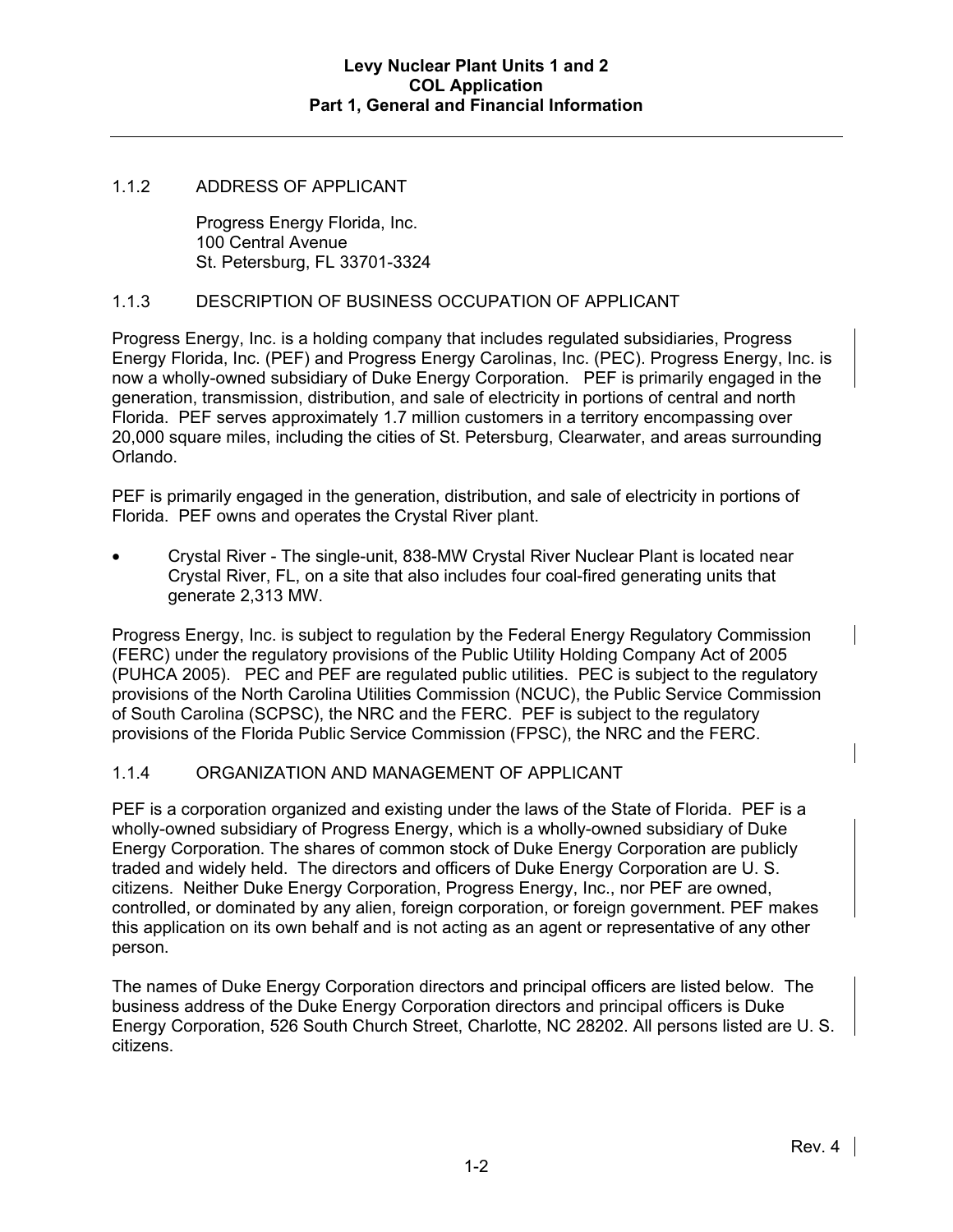### 1.1.2 ADDRESS OF APPLICANT

Progress Energy Florida, Inc.
100 Central Avenue
St. Petersburg, FL 33701-3324

### 1.1.3 DESCRIPTION OF BUSINESS OCCUPATION OF APPLICANT

Progress Energy, Inc. is a holding company that includes regulated subsidiaries, Progress Energy Florida, Inc. (PEF) and Progress Energy Carolinas, Inc. (PEC). Progress Energy, Inc. is now a wholly-owned subsidiary of Duke Energy Corporation. PEF is primarily engaged in the generation, transmission, distribution, and sale of electricity in portions of central and north Florida. PEF serves approximately 1.7 million customers in a territory encompassing over 20,000 square miles, including the cities of St. Petersburg, Clearwater, and areas surrounding Orlando.

PEF is primarily engaged in the generation, distribution, and sale of electricity in portions of Florida. PEF owns and operates the Crystal River plant.

- Crystal River - The single-unit, 838-MW Crystal River Nuclear Plant is located near Crystal River, FL, on a site that also includes four coal-fired generating units that generate 2,313 MW.

Progress Energy, Inc. is subject to regulation by the Federal Energy Regulatory Commission (FERC) under the regulatory provisions of the Public Utility Holding Company Act of 2005 (PUHCA 2005). PEC and PEF are regulated public utilities. PEC is subject to the regulatory provisions of the North Carolina Utilities Commission (NCUC), the Public Service Commission of South Carolina (SCPSC), the NRC and the FERC. PEF is subject to the regulatory provisions of the Florida Public Service Commission (FPSC), the NRC and the FERC.

### 1.1.4 ORGANIZATION AND MANAGEMENT OF APPLICANT

PEF is a corporation organized and existing under the laws of the State of Florida. PEF is a wholly-owned subsidiary of Progress Energy, which is a wholly-owned subsidiary of Duke Energy Corporation. The shares of common stock of Duke Energy Corporation are publicly traded and widely held. The directors and officers of Duke Energy Corporation are U. S. citizens. Neither Duke Energy Corporation, Progress Energy, Inc., nor PEF are owned, controlled, or dominated by any alien, foreign corporation, or foreign government. PEF makes this application on its own behalf and is not acting as an agent or representative of any other person.

The names of Duke Energy Corporation directors and principal officers are listed below. The business address of the Duke Energy Corporation directors and principal officers is Duke Energy Corporation, 526 South Church Street, Charlotte, NC 28202. All persons listed are U. S. citizens.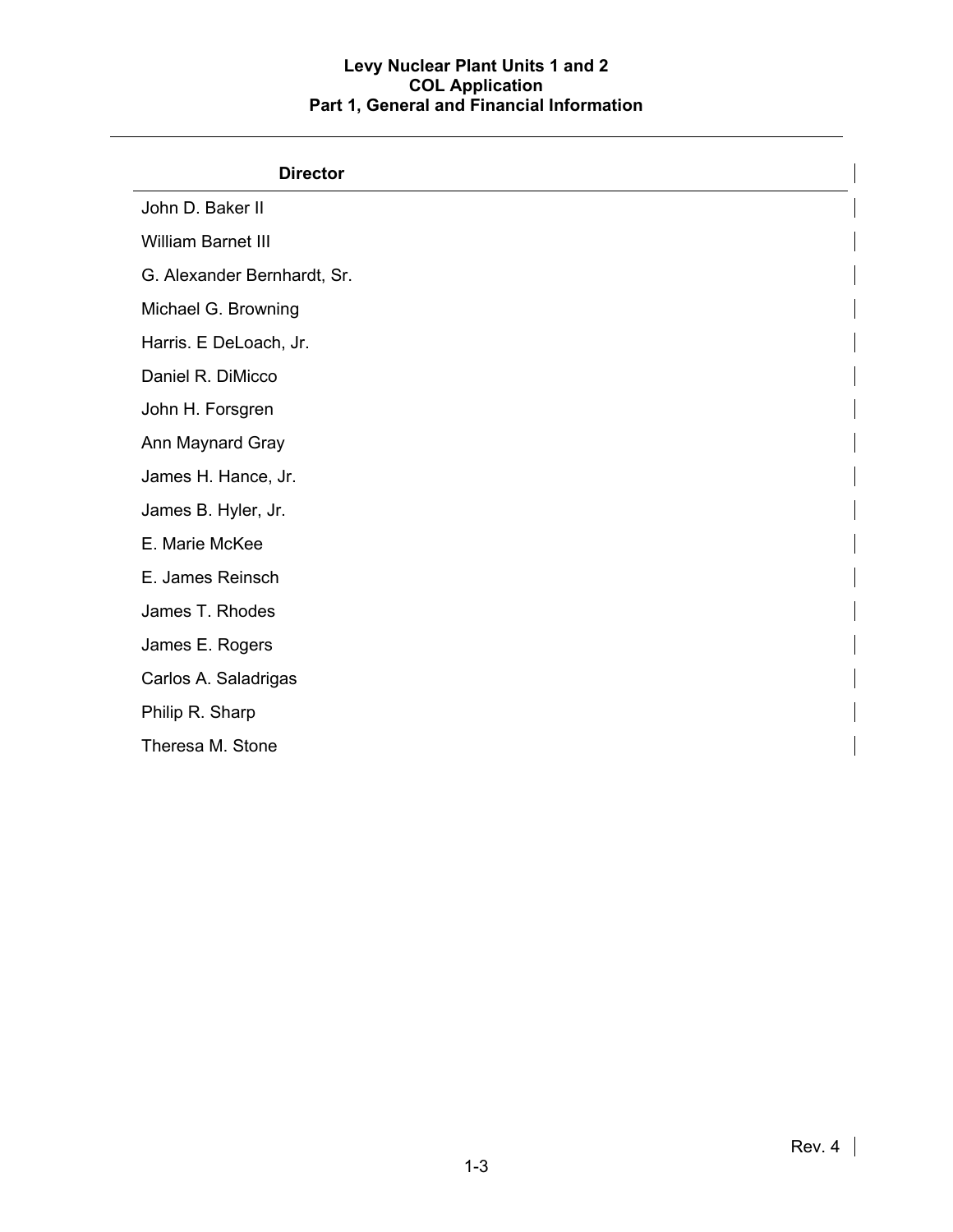| Director |
| --- |
| John D. Baker II |
| William Barnet III |
| G. Alexander Bernhardt, Sr. |
| Michael G. Browning |
| Harris. E DeLoach, Jr. |
| Daniel R. DiMicco |
| John H. Forsgren |
| Ann Maynard Gray |
| James H. Hance, Jr. |
| James B. Hyler, Jr. |
| E. Marie McKee |
| E. James Reinsch |
| James T. Rhodes |
| James E. Rogers |
| Carlos A. Saladrigas |
| Philip R. Sharp |
| Theresa M. Stone |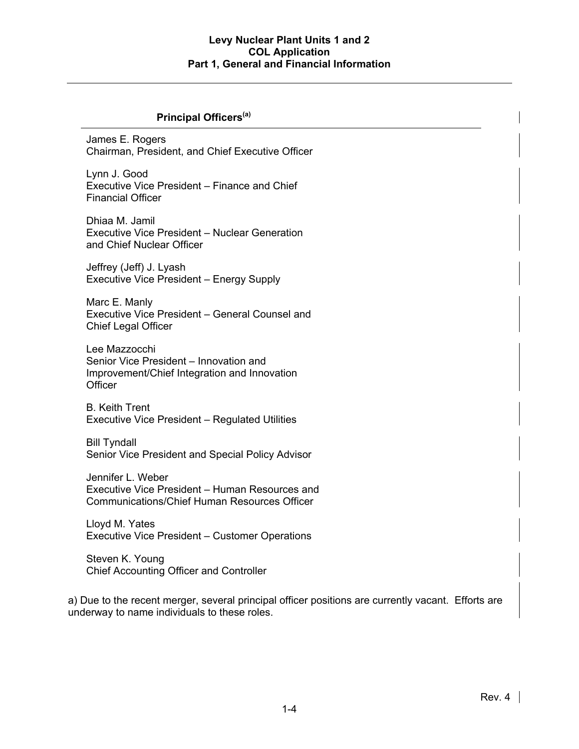**Principal Officers**[a]

James E. Rogers
Chairman, President, and Chief Executive Officer

Lynn J. Good
Executive Vice President – Finance and Chief Financial Officer

Dhiaa M. Jamil
Executive Vice President – Nuclear Generation and Chief Nuclear Officer

Jeffrey (Jeff) J. Lyash
Executive Vice President – Energy Supply

Marc E. Manly
Executive Vice President – General Counsel and Chief Legal Officer

Lee Mazzocchi
Senior Vice President – Innovation and Improvement/Chief Integration and Innovation Officer

B. Keith Trent
Executive Vice President – Regulated Utilities

Bill Tyndall
Senior Vice President and Special Policy Advisor

Jennifer L. Weber
Executive Vice President – Human Resources and Communications/Chief Human Resources Officer

Lloyd M. Yates
Executive Vice President – Customer Operations

Steven K. Young
Chief Accounting Officer and Controller

a) Due to the recent merger, several principal officer positions are currently vacant. Efforts are underway to name individuals to these roles.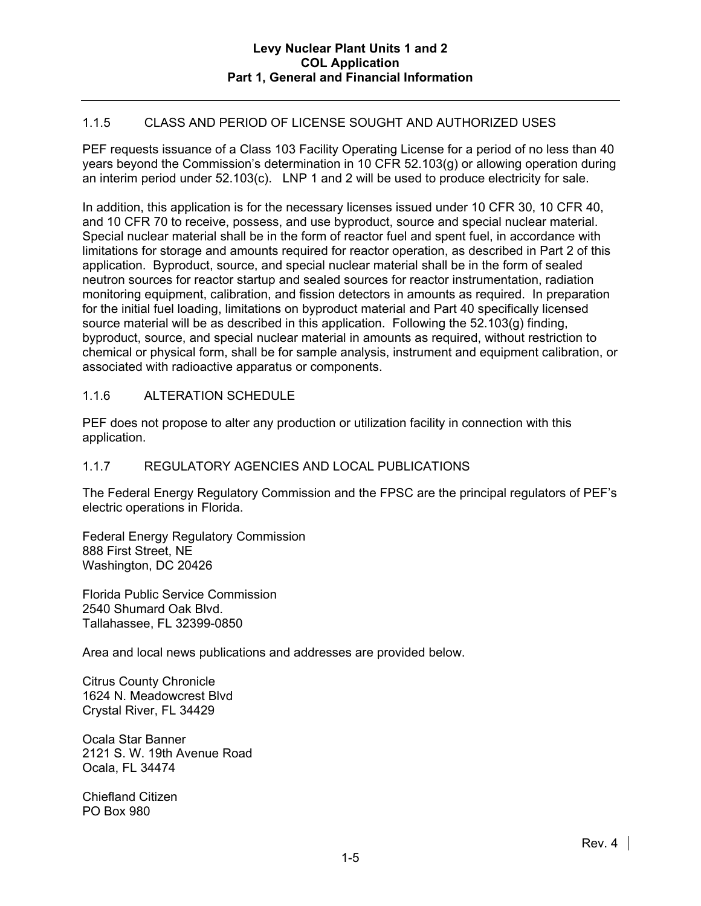### 1.1.5 CLASS AND PERIOD OF LICENSE SOUGHT AND AUTHORIZED USES

PEF requests issuance of a Class 103 Facility Operating License for a period of no less than 40 years beyond the Commission's determination in 10 CFR 52.103(g) or allowing operation during an interim period under 52.103(c). LNP 1 and 2 will be used to produce electricity for sale.

In addition, this application is for the necessary licenses issued under 10 CFR 30, 10 CFR 40, and 10 CFR 70 to receive, possess, and use byproduct, source and special nuclear material. Special nuclear material shall be in the form of reactor fuel and spent fuel, in accordance with limitations for storage and amounts required for reactor operation, as described in Part 2 of this application. Byproduct, source, and special nuclear material shall be in the form of sealed neutron sources for reactor startup and sealed sources for reactor instrumentation, radiation monitoring equipment, calibration, and fission detectors in amounts as required. In preparation for the initial fuel loading, limitations on byproduct material and Part 40 specifically licensed source material will be as described in this application. Following the 52.103(g) finding, byproduct, source, and special nuclear material in amounts as required, without restriction to chemical or physical form, shall be for sample analysis, instrument and equipment calibration, or associated with radioactive apparatus or components.

### 1.1.6 ALTERATION SCHEDULE

PEF does not propose to alter any production or utilization facility in connection with this application.

### 1.1.7 REGULATORY AGENCIES AND LOCAL PUBLICATIONS

The Federal Energy Regulatory Commission and the FPSC are the principal regulators of PEF's electric operations in Florida.

Federal Energy Regulatory Commission
888 First Street, NE
Washington, DC 20426

Florida Public Service Commission
2540 Shumard Oak Blvd.
Tallahassee, FL 32399-0850

Area and local news publications and addresses are provided below.

Citrus County Chronicle
1624 N. Meadowcrest Blvd
Crystal River, FL 34429

Ocala Star Banner
2121 S. W. 19th Avenue Road
Ocala, FL 34474

Chiefland Citizen
PO Box 980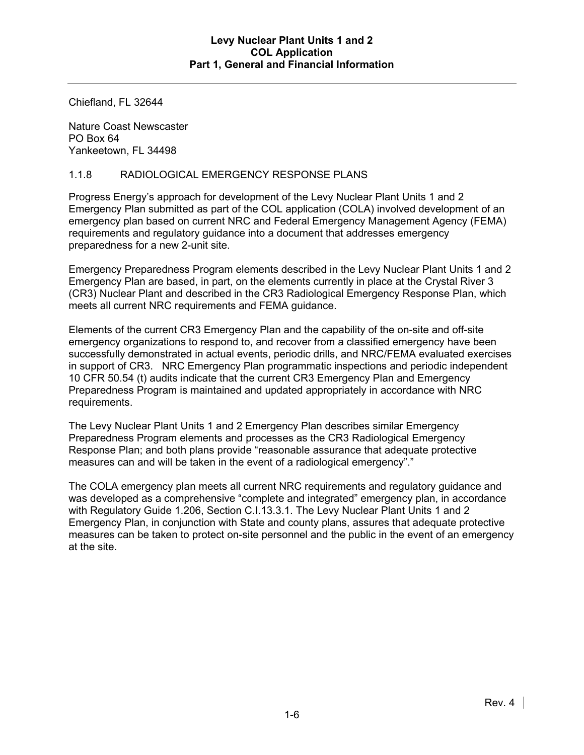Chiefland, FL 32644

Nature Coast Newscaster  
PO Box 64  
Yankeetown, FL 34498

### 1.1.8 RADIOLOGICAL EMERGENCY RESPONSE PLANS

Progress Energy's approach for development of the Levy Nuclear Plant Units 1 and 2 Emergency Plan submitted as part of the COL application (COLA) involved development of an emergency plan based on current NRC and Federal Emergency Management Agency (FEMA) requirements and regulatory guidance into a document that addresses emergency preparedness for a new 2-unit site.

Emergency Preparedness Program elements described in the Levy Nuclear Plant Units 1 and 2 Emergency Plan are based, in part, on the elements currently in place at the Crystal River 3 (CR3) Nuclear Plant and described in the CR3 Radiological Emergency Response Plan, which meets all current NRC requirements and FEMA guidance.

Elements of the current CR3 Emergency Plan and the capability of the on-site and off-site emergency organizations to respond to, and recover from a classified emergency have been successfully demonstrated in actual events, periodic drills, and NRC/FEMA evaluated exercises in support of CR3. NRC Emergency Plan programmatic inspections and periodic independent 10 CFR 50.54 (t) audits indicate that the current CR3 Emergency Plan and Emergency Preparedness Program is maintained and updated appropriately in accordance with NRC requirements.

The Levy Nuclear Plant Units 1 and 2 Emergency Plan describes similar Emergency Preparedness Program elements and processes as the CR3 Radiological Emergency Response Plan; and both plans provide "reasonable assurance that adequate protective measures can and will be taken in the event of a radiological emergency"."

The COLA emergency plan meets all current NRC requirements and regulatory guidance and was developed as a comprehensive "complete and integrated" emergency plan, in accordance with Regulatory Guide 1.206, Section C.I.13.3.1. The Levy Nuclear Plant Units 1 and 2 Emergency Plan, in conjunction with State and county plans, assures that adequate protective measures can be taken to protect on-site personnel and the public in the event of an emergency at the site.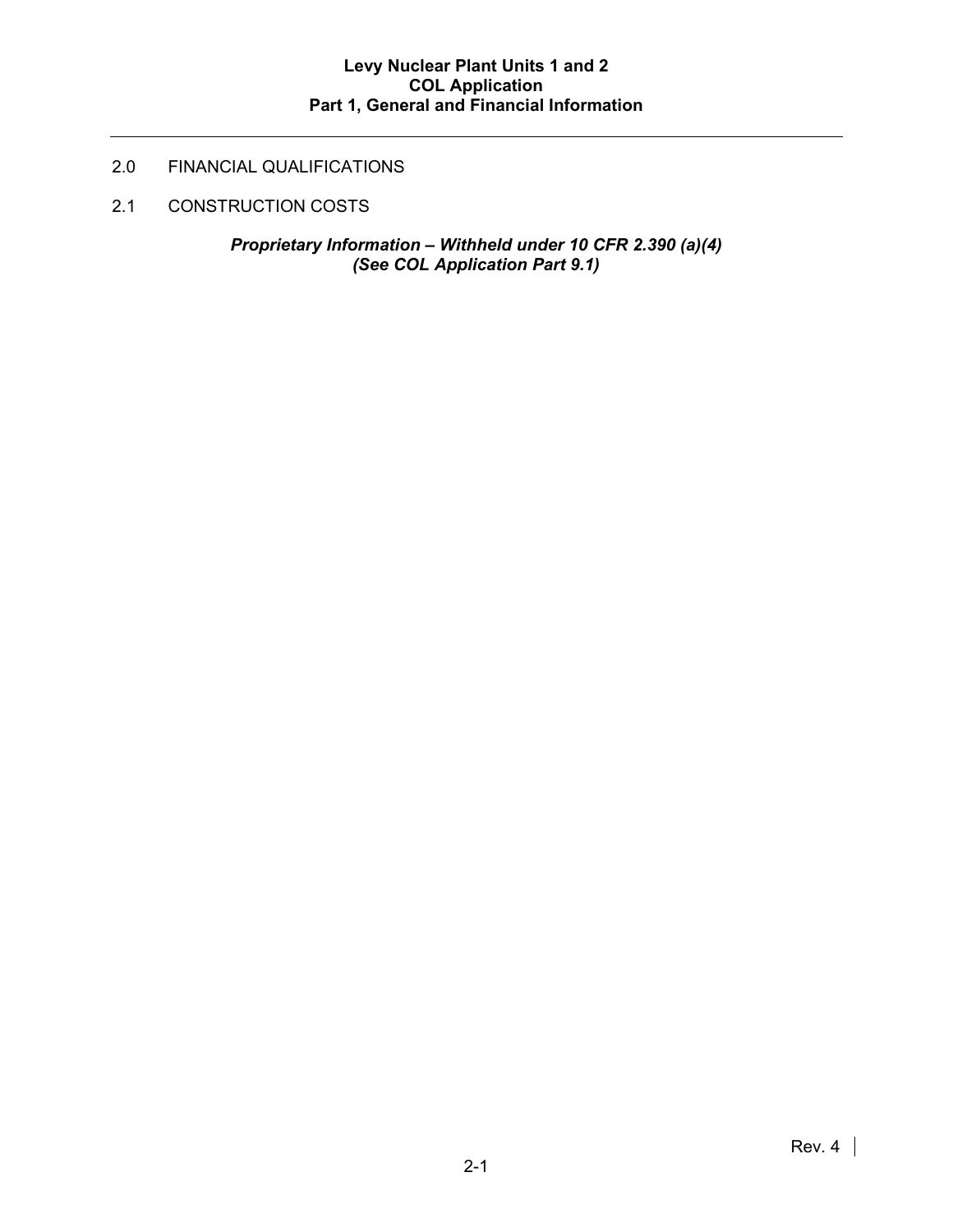# 2.0 FINANCIAL QUALIFICATIONS

## 2.1 CONSTRUCTION COSTS

***Proprietary Information – Withheld under 10 CFR 2.390 (a)(4)***
***(See COL Application Part 9.1)***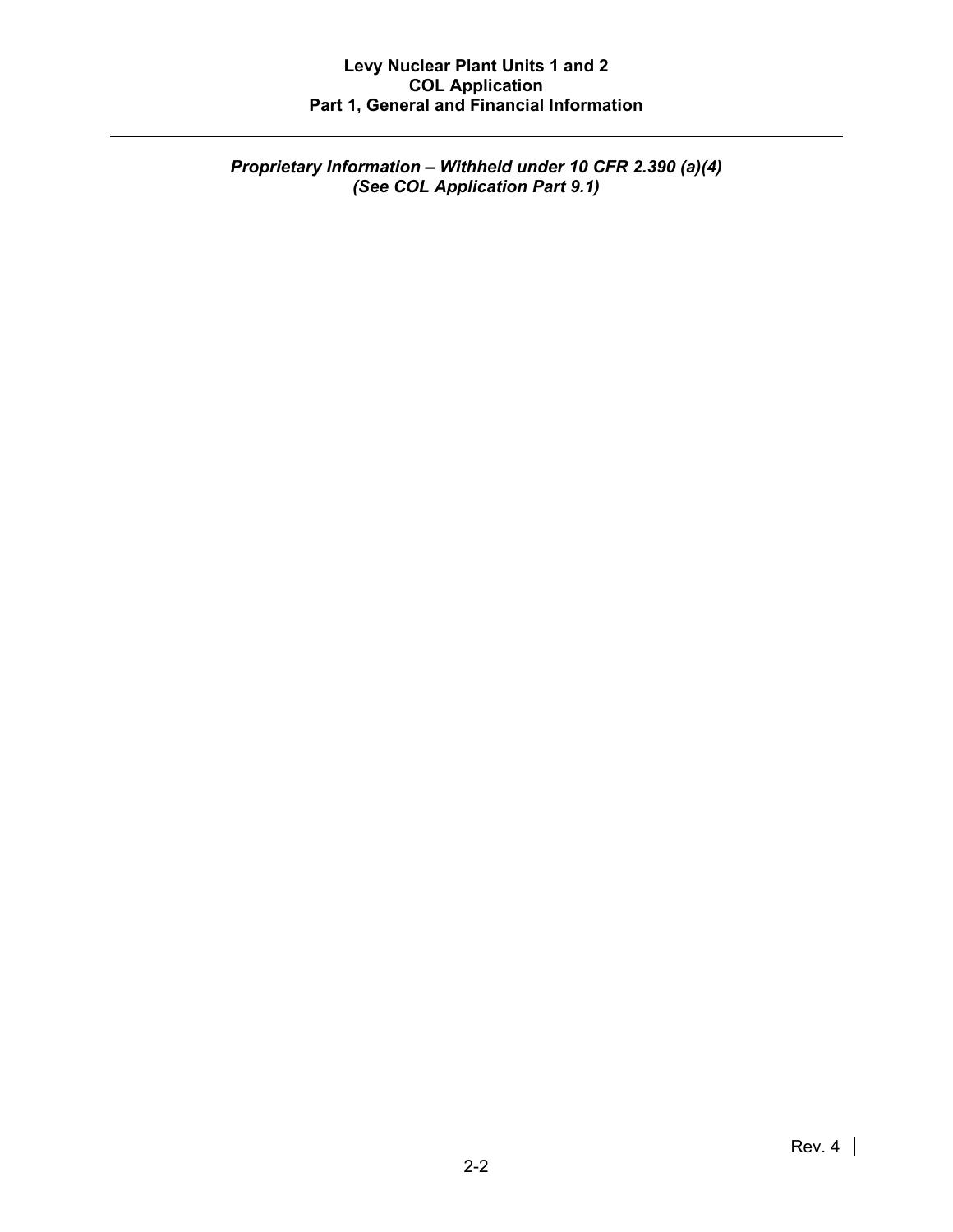*Proprietary Information – Withheld under 10 CFR 2.390 (a)(4)*
*(See COL Application Part 9.1)*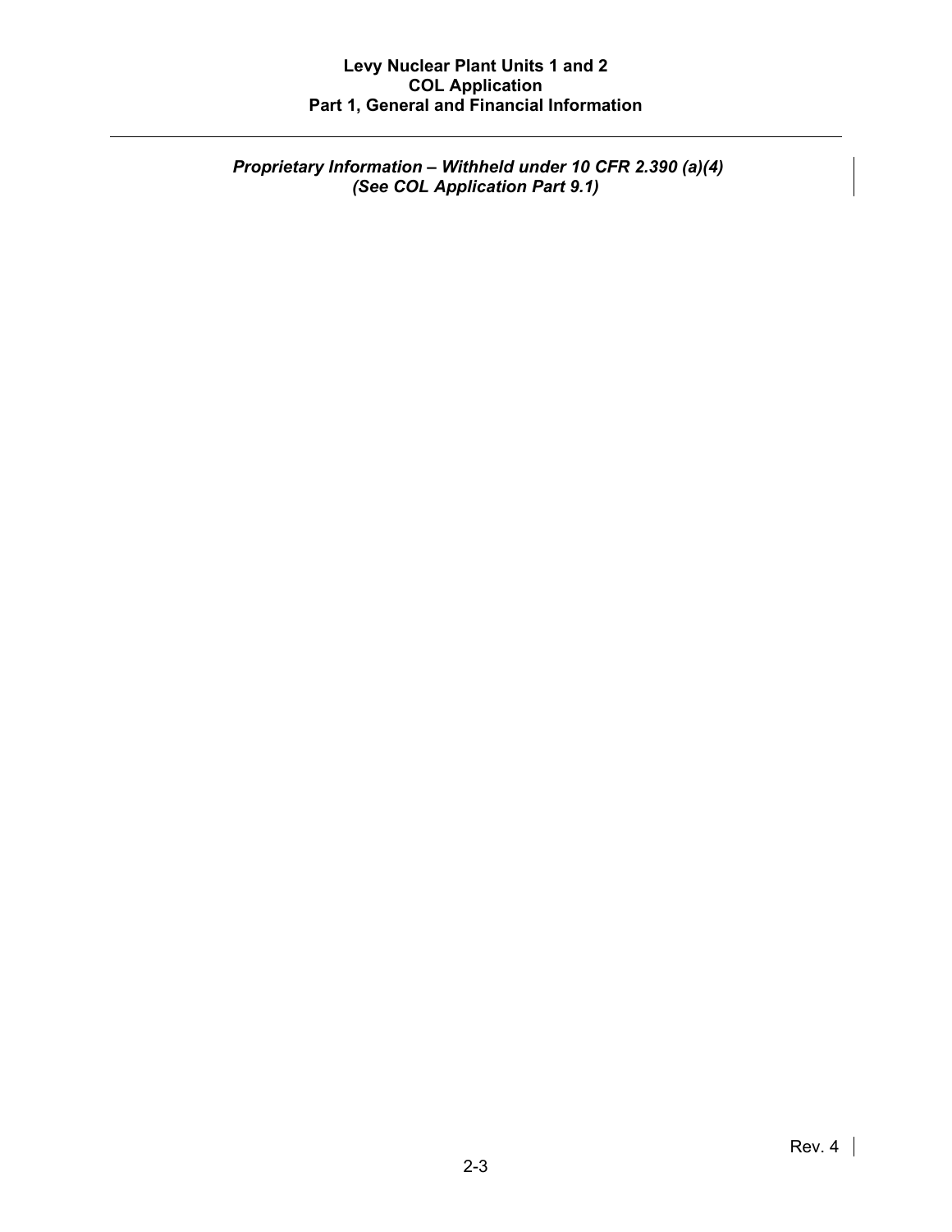***Proprietary Information – Withheld under 10 CFR 2.390 (a)(4)***
***(See COL Application Part 9.1)***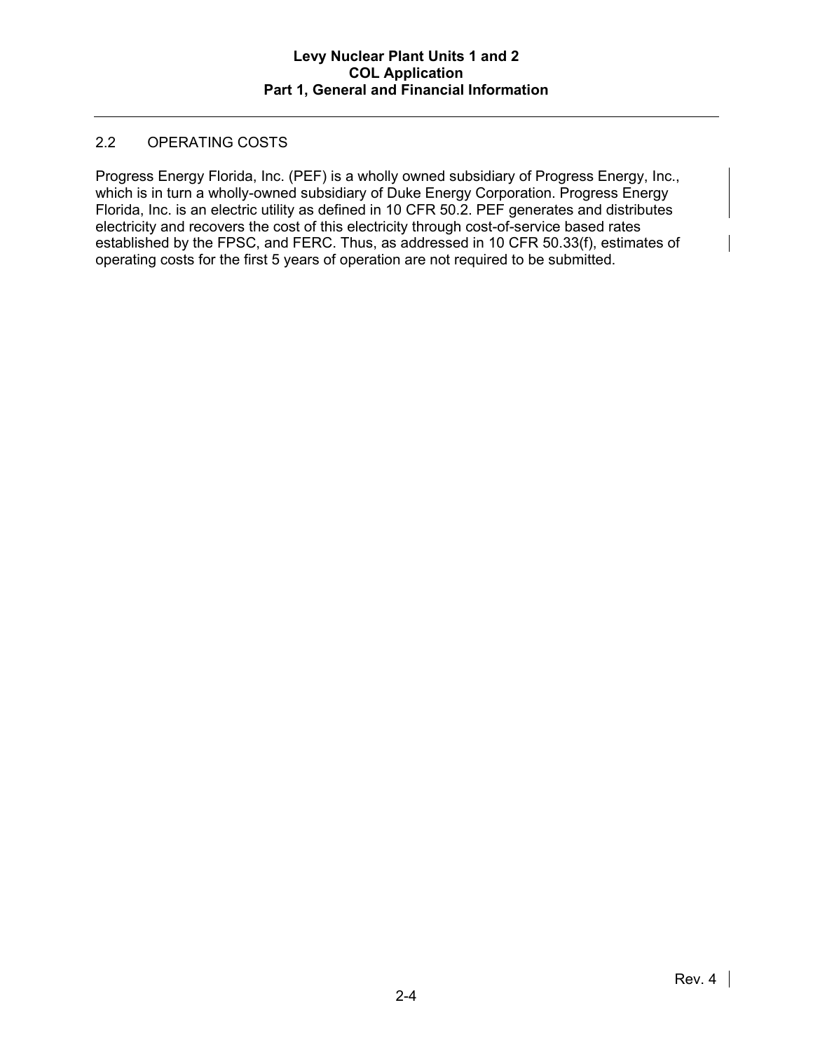## 2.2 OPERATING COSTS

Progress Energy Florida, Inc. (PEF) is a wholly owned subsidiary of Progress Energy, Inc., which is in turn a wholly-owned subsidiary of Duke Energy Corporation. Progress Energy Florida, Inc. is an electric utility as defined in 10 CFR 50.2. PEF generates and distributes electricity and recovers the cost of this electricity through cost-of-service based rates established by the FPSC, and FERC. Thus, as addressed in 10 CFR 50.33(f), estimates of operating costs for the first 5 years of operation are not required to be submitted.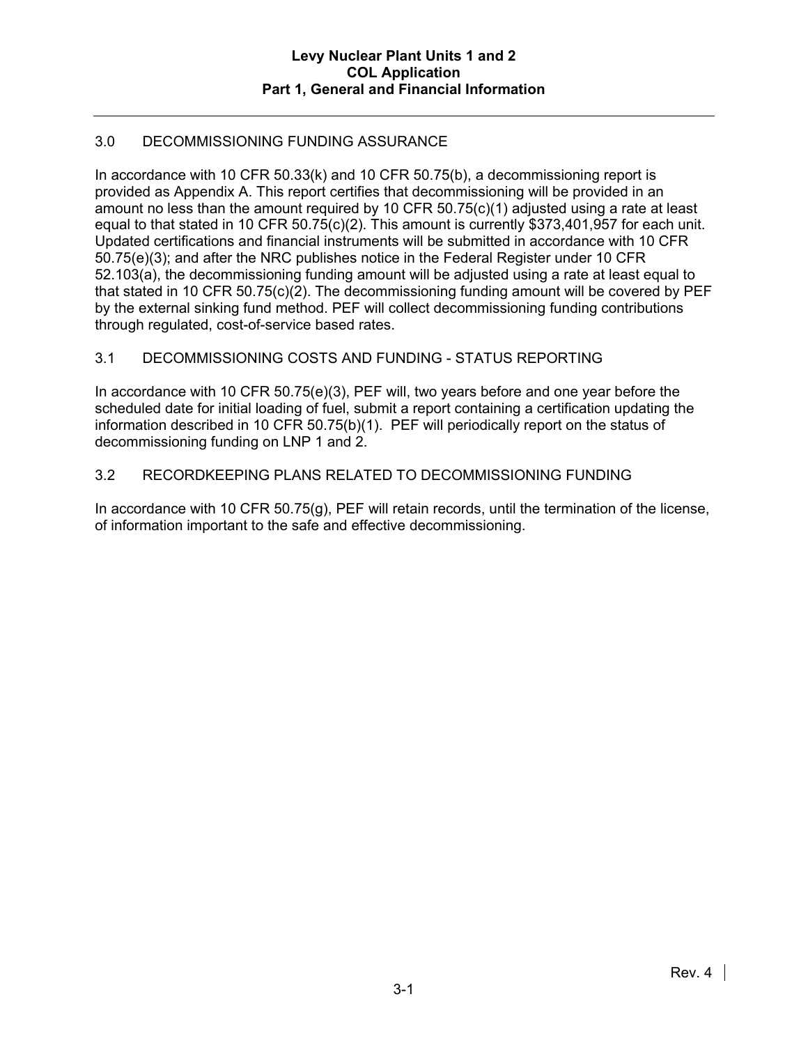## 3.0 DECOMMISSIONING FUNDING ASSURANCE

In accordance with 10 CFR 50.33(k) and 10 CFR 50.75(b), a decommissioning report is provided as Appendix A. This report certifies that decommissioning will be provided in an amount no less than the amount required by 10 CFR 50.75(c)(1) adjusted using a rate at least equal to that stated in 10 CFR 50.75(c)(2). This amount is currently $373,401,957 for each unit. Updated certifications and financial instruments will be submitted in accordance with 10 CFR 50.75(e)(3); and after the NRC publishes notice in the Federal Register under 10 CFR 52.103(a), the decommissioning funding amount will be adjusted using a rate at least equal to that stated in 10 CFR 50.75(c)(2). The decommissioning funding amount will be covered by PEF by the external sinking fund method. PEF will collect decommissioning funding contributions through regulated, cost-of-service based rates.

### 3.1 DECOMMISSIONING COSTS AND FUNDING - STATUS REPORTING

In accordance with 10 CFR 50.75(e)(3), PEF will, two years before and one year before the scheduled date for initial loading of fuel, submit a report containing a certification updating the information described in 10 CFR 50.75(b)(1). PEF will periodically report on the status of decommissioning funding on LNP 1 and 2.

### 3.2 RECORDKEEPING PLANS RELATED TO DECOMMISSIONING FUNDING

In accordance with 10 CFR 50.75(g), PEF will retain records, until the termination of the license, of information important to the safe and effective decommissioning.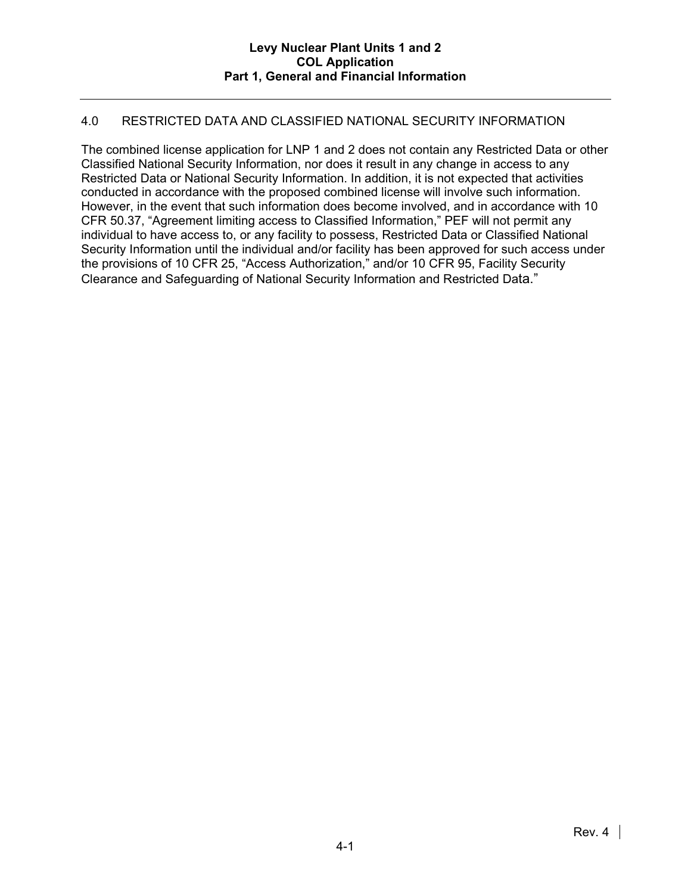## 4.0 RESTRICTED DATA AND CLASSIFIED NATIONAL SECURITY INFORMATION

The combined license application for LNP 1 and 2 does not contain any Restricted Data or other Classified National Security Information, nor does it result in any change in access to any Restricted Data or National Security Information. In addition, it is not expected that activities conducted in accordance with the proposed combined license will involve such information. However, in the event that such information does become involved, and in accordance with 10 CFR 50.37, "Agreement limiting access to Classified Information," PEF will not permit any individual to have access to, or any facility to possess, Restricted Data or Classified National Security Information until the individual and/or facility has been approved for such access under the provisions of 10 CFR 25, "Access Authorization," and/or 10 CFR 95, Facility Security Clearance and Safeguarding of National Security Information and Restricted Data."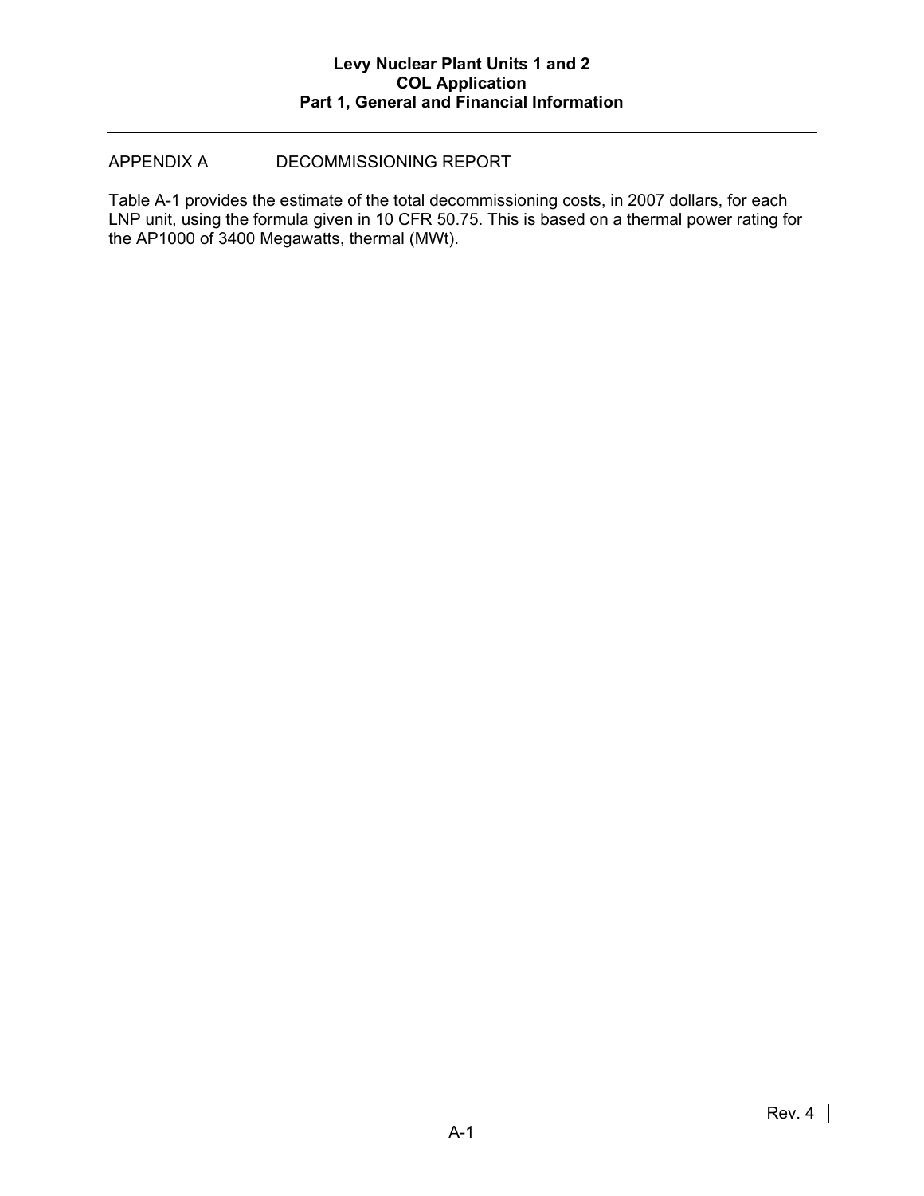# APPENDIX A DECOMMISSIONING REPORT

Table A-1 provides the estimate of the total decommissioning costs, in 2007 dollars, for each LNP unit, using the formula given in 10 CFR 50.75. This is based on a thermal power rating for the AP1000 of 3400 Megawatts, thermal (MWt).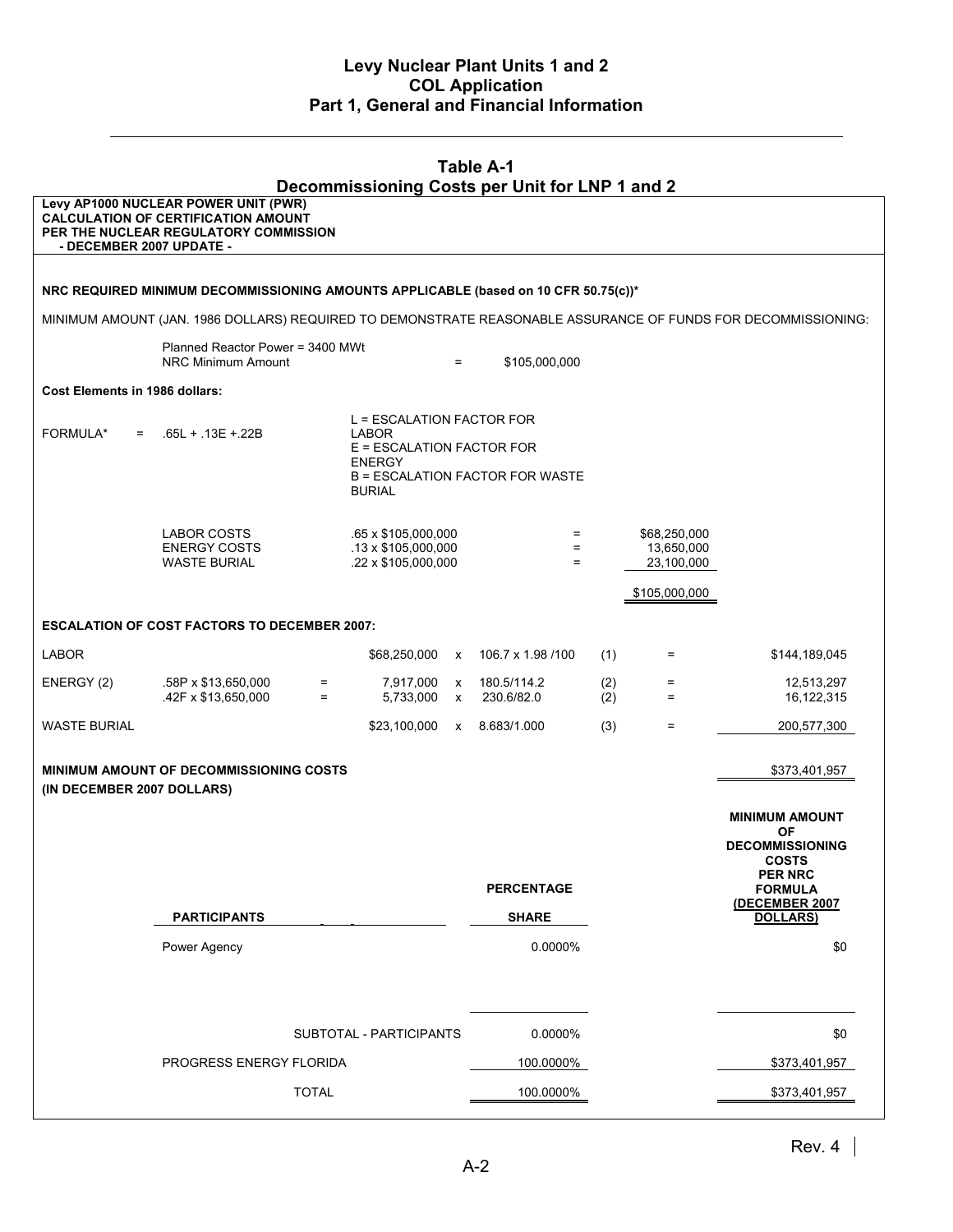## Table A-1
## Decommissioning Costs per Unit for LNP 1 and 2

**Levy AP1000 NUCLEAR POWER UNIT (PWR)**
**CALCULATION OF CERTIFICATION AMOUNT**
**PER THE NUCLEAR REGULATORY COMMISSION**
**- DECEMBER 2007 UPDATE -**

**NRC REQUIRED MINIMUM DECOMMISSIONING AMOUNTS APPLICABLE (based on 10 CFR 50.75(c))***

MINIMUM AMOUNT (JAN. 1986 DOLLARS) REQUIRED TO DEMONSTRATE REASONABLE ASSURANCE OF FUNDS FOR DECOMMISSIONING:

Planned Reactor Power = 3400 MWt
NRC Minimum Amount = $105,000,000

**Cost Elements in 1986 dollars:**

FORMULA* = .65L + .13E +.22B

L = ESCALATION FACTOR FOR LABOR
E = ESCALATION FACTOR FOR ENERGY
B = ESCALATION FACTOR FOR WASTE BURIAL

| | | | |
|---|---|---|---|
| LABOR COSTS | .65 x $105,000,000 | = | $68,250,000 |
| ENERGY COSTS | .13 x $105,000,000 | = | 13,650,000 |
| WASTE BURIAL | .22 x $105,000,000 | = | 23,100,000 |
| | | | $105,000,000 |

**ESCALATION OF COST FACTORS TO DECEMBER 2007:**

| | | | | | | | | |
|---|---|---|---|---|---|---|---|---|
| LABOR | | | $68,250,000 | x | 106.7 x 1.98 /100 | (1) | = | $144,189,045 |
| ENERGY (2) | .58P x $13,650,000 | = | 7,917,000 | x | 180.5/114.2 | (2) | = | 12,513,297 |
| | .42F x $13,650,000 | = | 5,733,000 | x | 230.6/82.0 | (2) | = | 16,122,315 |
| WASTE BURIAL | | | $23,100,000 | x | 8.683/1.000 | (3) | = | 200,577,300 |

**MINIMUM AMOUNT OF DECOMMISSIONING COSTS (IN DECEMBER 2007 DOLLARS)** $373,401,957

| PARTICIPANTS | PERCENTAGE SHARE | MINIMUM AMOUNT OF DECOMMISSIONING COSTS PER NRC FORMULA (DECEMBER 2007 DOLLARS) |
|---|---|---|
| Power Agency | 0.0000% | $0 |
| SUBTOTAL - PARTICIPANTS | 0.0000% | $0 |
| PROGRESS ENERGY FLORIDA | 100.0000% | $373,401,957 |
| TOTAL | 100.0000% | $373,401,957 |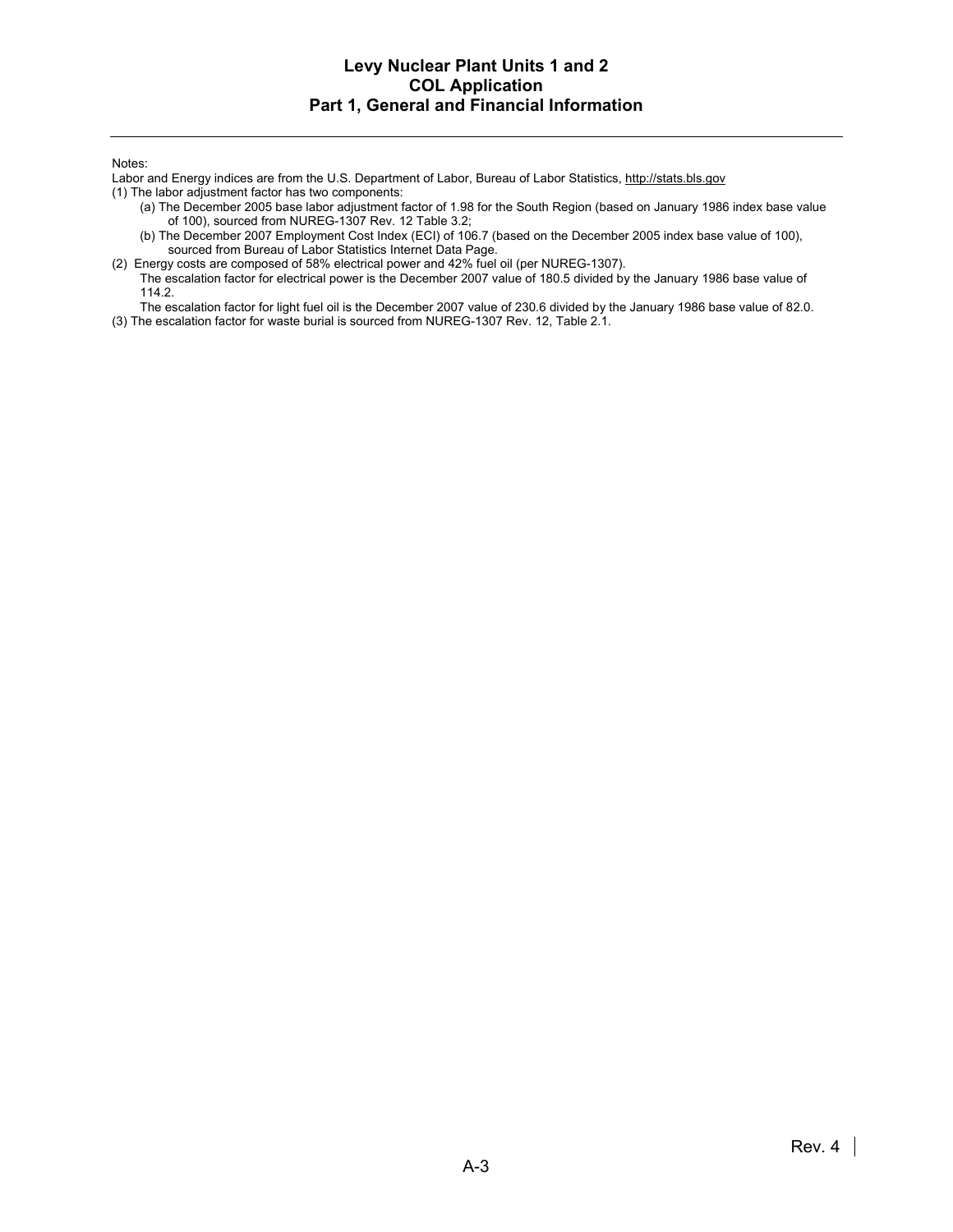Notes:

Labor and Energy indices are from the U.S. Department of Labor, Bureau of Labor Statistics, http://stats.bls.gov

(1) The labor adjustment factor has two components:

- (a) The December 2005 base labor adjustment factor of 1.98 for the South Region (based on January 1986 index base value of 100), sourced from NUREG-1307 Rev. 12 Table 3.2;
- (b) The December 2007 Employment Cost Index (ECI) of 106.7 (based on the December 2005 index base value of 100), sourced from Bureau of Labor Statistics Internet Data Page.

(2) Energy costs are composed of 58% electrical power and 42% fuel oil (per NUREG-1307).

The escalation factor for electrical power is the December 2007 value of 180.5 divided by the January 1986 base value of 114.2.

The escalation factor for light fuel oil is the December 2007 value of 230.6 divided by the January 1986 base value of 82.0.

(3) The escalation factor for waste burial is sourced from NUREG-1307 Rev. 12, Table 2.1.